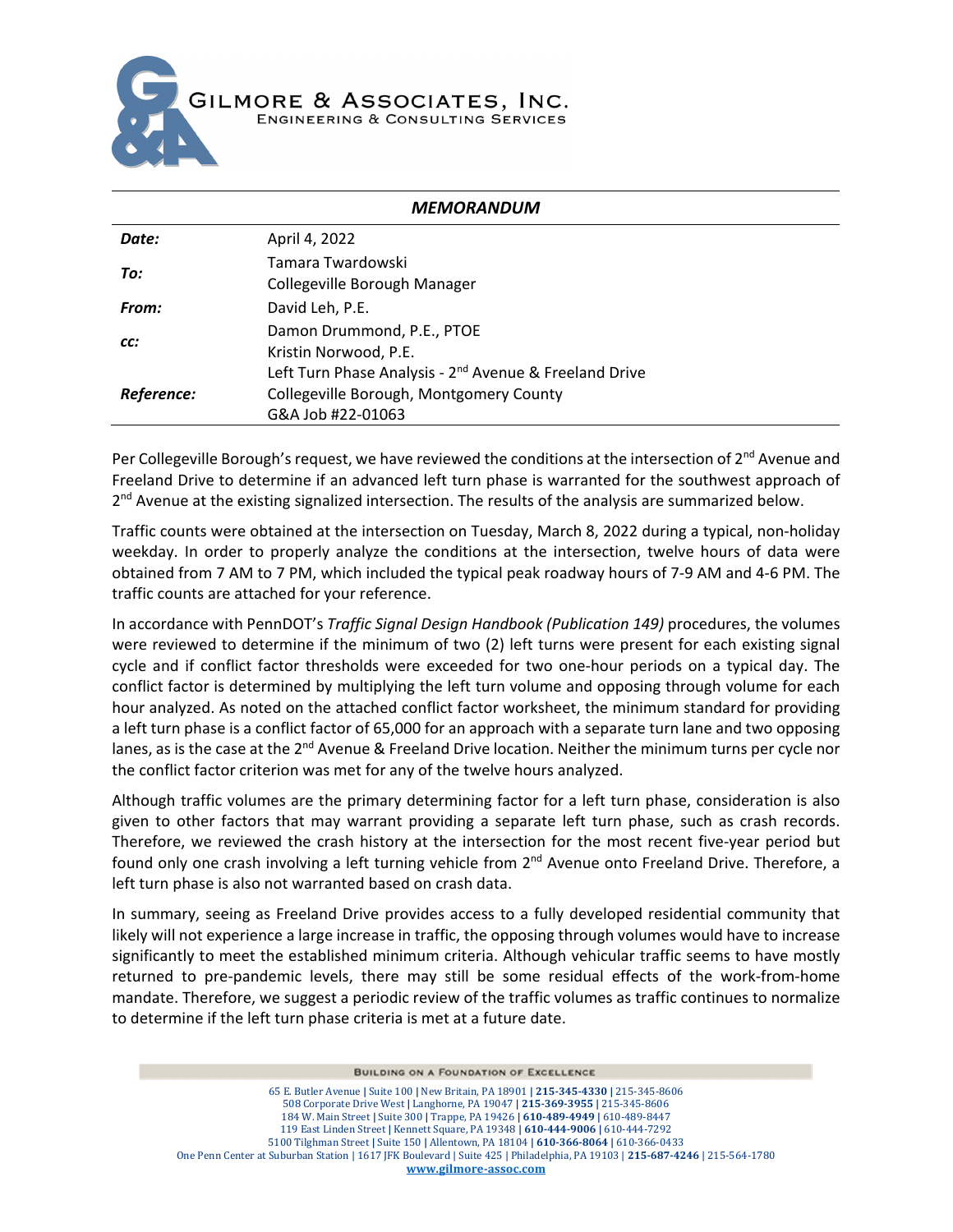GILMORE & ASSOCIATES, INC.
ENGINEERING & CONSULTING SERVICES

***MEMORANDUM***

| | |
|---|---|
| ***Date:*** | April 4, 2022 |
| ***To:*** | Tamara Twardowski<br>Collegeville Borough Manager |
| ***From:*** | David Leh, P.E. |
| ***cc:*** | Damon Drummond, P.E., PTOE<br>Kristin Norwood, P.E. |
| ***Reference:*** | Left Turn Phase Analysis - 2nd Avenue & Freeland Drive<br>Collegeville Borough, Montgomery County<br>G&A Job #22-01063 |

Per Collegeville Borough's request, we have reviewed the conditions at the intersection of 2nd Avenue and Freeland Drive to determine if an advanced left turn phase is warranted for the southwest approach of 2nd Avenue at the existing signalized intersection. The results of the analysis are summarized below.

Traffic counts were obtained at the intersection on Tuesday, March 8, 2022 during a typical, non-holiday weekday. In order to properly analyze the conditions at the intersection, twelve hours of data were obtained from 7 AM to 7 PM, which included the typical peak roadway hours of 7-9 AM and 4-6 PM. The traffic counts are attached for your reference.

In accordance with PennDOT's *Traffic Signal Design Handbook (Publication 149)* procedures, the volumes were reviewed to determine if the minimum of two (2) left turns were present for each existing signal cycle and if conflict factor thresholds were exceeded for two one-hour periods on a typical day. The conflict factor is determined by multiplying the left turn volume and opposing through volume for each hour analyzed. As noted on the attached conflict factor worksheet, the minimum standard for providing a left turn phase is a conflict factor of 65,000 for an approach with a separate turn lane and two opposing lanes, as is the case at the 2nd Avenue & Freeland Drive location. Neither the minimum turns per cycle nor the conflict factor criterion was met for any of the twelve hours analyzed.

Although traffic volumes are the primary determining factor for a left turn phase, consideration is also given to other factors that may warrant providing a separate left turn phase, such as crash records. Therefore, we reviewed the crash history at the intersection for the most recent five-year period but found only one crash involving a left turning vehicle from 2nd Avenue onto Freeland Drive. Therefore, a left turn phase is also not warranted based on crash data.

In summary, seeing as Freeland Drive provides access to a fully developed residential community that likely will not experience a large increase in traffic, the opposing through volumes would have to increase significantly to meet the established minimum criteria. Although vehicular traffic seems to have mostly returned to pre-pandemic levels, there may still be some residual effects of the work-from-home mandate. Therefore, we suggest a periodic review of the traffic volumes as traffic continues to normalize to determine if the left turn phase criteria is met at a future date.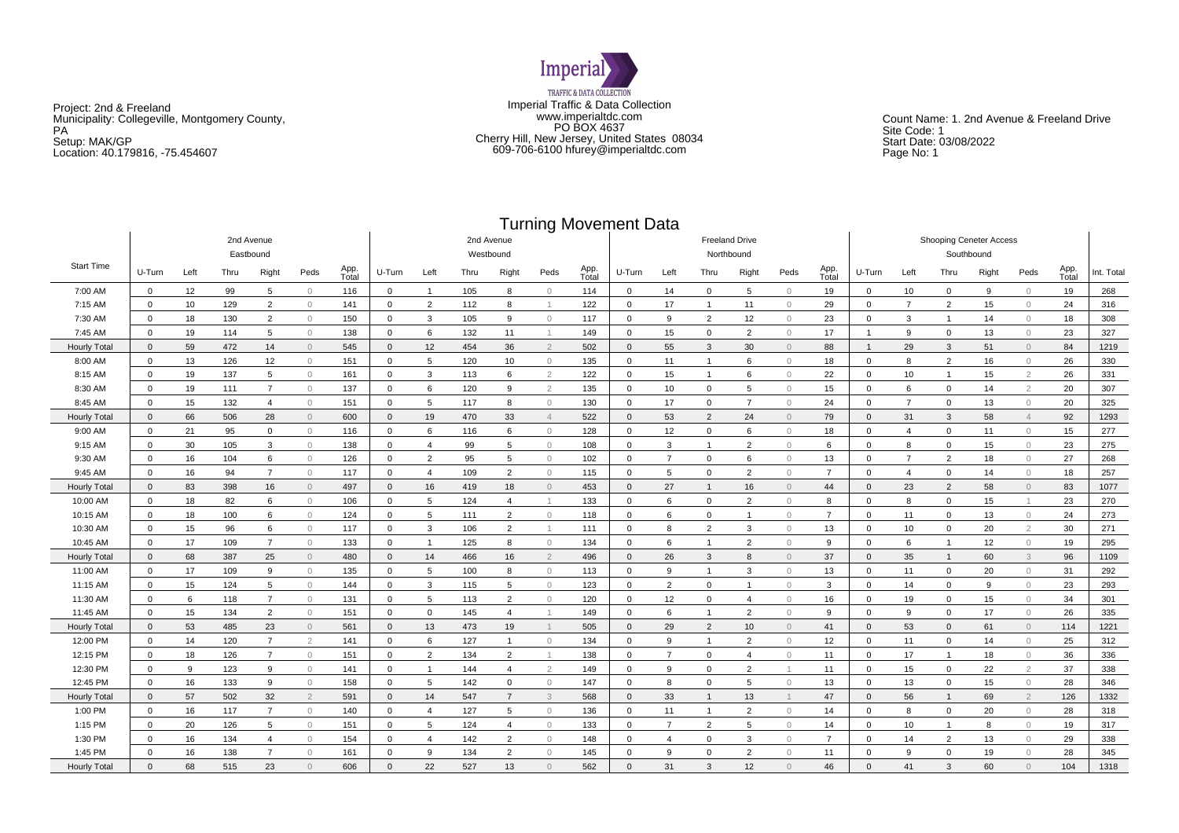Project: 2nd & Freeland
Municipality: Collegeville, Montgomery County, PA
Setup: MAK/GP
Location: 40.179816, -75.454607

Imperial Traffic & Data Collection
www.imperialtdc.com
PO BOX 4637
Cherry Hill, New Jersey, United States 08034
609-706-6100 hfurey@imperialtdc.com

Count Name: 1. 2nd Avenue & Freeland Drive
Site Code: 1
Start Date: 03/08/2022
Page No: 1

# Turning Movement Data

| Start Time | 2nd Avenue Eastbound | | | | | | 2nd Avenue Westbound | | | | | | Freeland Drive Northbound | | | | | | Shooping Ceneter Access Southbound | | | | | | Int. Total |
|---|---|---|---|---|---|---|---|---|---|---|---|---|---|---|---|---|---|---|---|---|---|---|---|---|---|
| | U-Turn | Left | Thru | Right | Peds | App. Total | U-Turn | Left | Thru | Right | Peds | App. Total | U-Turn | Left | Thru | Right | Peds | App. Total | U-Turn | Left | Thru | Right | Peds | App. Total | |
| 7:00 AM | 0 | 12 | 99 | 5 | 0 | 116 | 0 | 1 | 105 | 8 | 0 | 114 | 0 | 14 | 0 | 5 | 0 | 19 | 0 | 10 | 0 | 9 | 0 | 19 | 268 |
| 7:15 AM | 0 | 10 | 129 | 2 | 0 | 141 | 0 | 2 | 112 | 8 | 1 | 122 | 0 | 17 | 1 | 11 | 0 | 29 | 0 | 7 | 2 | 15 | 0 | 24 | 316 |
| 7:30 AM | 0 | 18 | 130 | 2 | 0 | 150 | 0 | 3 | 105 | 9 | 0 | 117 | 0 | 9 | 2 | 12 | 0 | 23 | 0 | 3 | 1 | 14 | 0 | 18 | 308 |
| 7:45 AM | 0 | 19 | 114 | 5 | 0 | 138 | 0 | 6 | 132 | 11 | 1 | 149 | 0 | 15 | 0 | 2 | 0 | 17 | 1 | 9 | 0 | 13 | 0 | 23 | 327 |
| Hourly Total | 0 | 59 | 472 | 14 | 0 | 545 | 0 | 12 | 454 | 36 | 2 | 502 | 0 | 55 | 3 | 30 | 0 | 88 | 1 | 29 | 3 | 51 | 0 | 84 | 1219 |
| 8:00 AM | 0 | 13 | 126 | 12 | 0 | 151 | 0 | 5 | 120 | 10 | 0 | 135 | 0 | 11 | 1 | 6 | 0 | 18 | 0 | 8 | 2 | 16 | 0 | 26 | 330 |
| 8:15 AM | 0 | 19 | 137 | 5 | 0 | 161 | 0 | 3 | 113 | 6 | 2 | 122 | 0 | 15 | 1 | 6 | 0 | 22 | 0 | 10 | 1 | 15 | 2 | 26 | 331 |
| 8:30 AM | 0 | 19 | 111 | 7 | 0 | 137 | 0 | 6 | 120 | 9 | 2 | 135 | 0 | 10 | 0 | 5 | 0 | 15 | 0 | 6 | 0 | 14 | 2 | 20 | 307 |
| 8:45 AM | 0 | 15 | 132 | 4 | 0 | 151 | 0 | 5 | 117 | 8 | 0 | 130 | 0 | 17 | 0 | 7 | 0 | 24 | 0 | 7 | 0 | 13 | 0 | 20 | 325 |
| Hourly Total | 0 | 66 | 506 | 28 | 0 | 600 | 0 | 19 | 470 | 33 | 4 | 522 | 0 | 53 | 2 | 24 | 0 | 79 | 0 | 31 | 3 | 58 | 4 | 92 | 1293 |
| 9:00 AM | 0 | 21 | 95 | 0 | 0 | 116 | 0 | 6 | 116 | 6 | 0 | 128 | 0 | 12 | 0 | 6 | 0 | 18 | 0 | 4 | 0 | 11 | 0 | 15 | 277 |
| 9:15 AM | 0 | 30 | 105 | 3 | 0 | 138 | 0 | 4 | 99 | 5 | 0 | 108 | 0 | 3 | 1 | 2 | 0 | 6 | 0 | 8 | 0 | 15 | 0 | 23 | 275 |
| 9:30 AM | 0 | 16 | 104 | 6 | 0 | 126 | 0 | 2 | 95 | 5 | 0 | 102 | 0 | 7 | 0 | 6 | 0 | 13 | 0 | 7 | 2 | 18 | 0 | 27 | 268 |
| 9:45 AM | 0 | 16 | 94 | 7 | 0 | 117 | 0 | 4 | 109 | 2 | 0 | 115 | 0 | 5 | 0 | 2 | 0 | 7 | 0 | 4 | 0 | 14 | 0 | 18 | 257 |
| Hourly Total | 0 | 83 | 398 | 16 | 0 | 497 | 0 | 16 | 419 | 18 | 0 | 453 | 0 | 27 | 1 | 16 | 0 | 44 | 0 | 23 | 2 | 58 | 0 | 83 | 1077 |
| 10:00 AM | 0 | 18 | 82 | 6 | 0 | 106 | 0 | 5 | 124 | 4 | 1 | 133 | 0 | 6 | 0 | 2 | 0 | 8 | 0 | 8 | 0 | 15 | 1 | 23 | 270 |
| 10:15 AM | 0 | 18 | 100 | 6 | 0 | 124 | 0 | 5 | 111 | 2 | 0 | 118 | 0 | 6 | 0 | 1 | 0 | 7 | 0 | 11 | 0 | 13 | 0 | 24 | 273 |
| 10:30 AM | 0 | 15 | 96 | 6 | 0 | 117 | 0 | 3 | 106 | 2 | 1 | 111 | 0 | 8 | 2 | 3 | 0 | 13 | 0 | 10 | 0 | 20 | 2 | 30 | 271 |
| 10:45 AM | 0 | 17 | 109 | 7 | 0 | 133 | 0 | 1 | 125 | 8 | 0 | 134 | 0 | 6 | 1 | 2 | 0 | 9 | 0 | 6 | 1 | 12 | 0 | 19 | 295 |
| Hourly Total | 0 | 68 | 387 | 25 | 0 | 480 | 0 | 14 | 466 | 16 | 2 | 496 | 0 | 26 | 3 | 8 | 0 | 37 | 0 | 35 | 1 | 60 | 3 | 96 | 1109 |
| 11:00 AM | 0 | 17 | 109 | 9 | 0 | 135 | 0 | 5 | 100 | 8 | 0 | 113 | 0 | 9 | 1 | 3 | 0 | 13 | 0 | 11 | 0 | 20 | 0 | 31 | 292 |
| 11:15 AM | 0 | 15 | 124 | 5 | 0 | 144 | 0 | 3 | 115 | 5 | 0 | 123 | 0 | 2 | 0 | 1 | 0 | 3 | 0 | 14 | 0 | 9 | 0 | 23 | 293 |
| 11:30 AM | 0 | 6 | 118 | 7 | 0 | 131 | 0 | 5 | 113 | 2 | 0 | 120 | 0 | 12 | 0 | 4 | 0 | 16 | 0 | 19 | 0 | 15 | 0 | 34 | 301 |
| 11:45 AM | 0 | 15 | 134 | 2 | 0 | 151 | 0 | 0 | 145 | 4 | 1 | 149 | 0 | 6 | 1 | 2 | 0 | 9 | 0 | 9 | 0 | 17 | 0 | 26 | 335 |
| Hourly Total | 0 | 53 | 485 | 23 | 0 | 561 | 0 | 13 | 473 | 19 | 1 | 505 | 0 | 29 | 2 | 10 | 0 | 41 | 0 | 53 | 0 | 61 | 0 | 114 | 1221 |
| 12:00 PM | 0 | 14 | 120 | 7 | 2 | 141 | 0 | 6 | 127 | 1 | 0 | 134 | 0 | 9 | 1 | 2 | 0 | 12 | 0 | 11 | 0 | 14 | 0 | 25 | 312 |
| 12:15 PM | 0 | 18 | 126 | 7 | 0 | 151 | 0 | 2 | 134 | 2 | 1 | 138 | 0 | 7 | 0 | 4 | 0 | 11 | 0 | 17 | 1 | 18 | 0 | 36 | 336 |
| 12:30 PM | 0 | 9 | 123 | 9 | 0 | 141 | 0 | 1 | 144 | 4 | 2 | 149 | 0 | 9 | 0 | 2 | 1 | 11 | 0 | 15 | 0 | 22 | 2 | 37 | 338 |
| 12:45 PM | 0 | 16 | 133 | 9 | 0 | 158 | 0 | 5 | 142 | 0 | 0 | 147 | 0 | 8 | 0 | 5 | 0 | 13 | 0 | 13 | 0 | 15 | 0 | 28 | 346 |
| Hourly Total | 0 | 57 | 502 | 32 | 2 | 591 | 0 | 14 | 547 | 7 | 3 | 568 | 0 | 33 | 1 | 13 | 1 | 47 | 0 | 56 | 1 | 69 | 2 | 126 | 1332 |
| 1:00 PM | 0 | 16 | 117 | 7 | 0 | 140 | 0 | 4 | 127 | 5 | 0 | 136 | 0 | 11 | 1 | 2 | 0 | 14 | 0 | 8 | 0 | 20 | 0 | 28 | 318 |
| 1:15 PM | 0 | 20 | 126 | 5 | 0 | 151 | 0 | 5 | 124 | 4 | 0 | 133 | 0 | 7 | 2 | 5 | 0 | 14 | 0 | 10 | 1 | 8 | 0 | 19 | 317 |
| 1:30 PM | 0 | 16 | 134 | 4 | 0 | 154 | 0 | 4 | 142 | 2 | 0 | 148 | 0 | 4 | 0 | 3 | 0 | 7 | 0 | 14 | 2 | 13 | 0 | 29 | 338 |
| 1:45 PM | 0 | 16 | 138 | 7 | 0 | 161 | 0 | 9 | 134 | 2 | 0 | 145 | 0 | 9 | 0 | 2 | 0 | 11 | 0 | 9 | 0 | 19 | 0 | 28 | 345 |
| Hourly Total | 0 | 68 | 515 | 23 | 0 | 606 | 0 | 22 | 527 | 13 | 0 | 562 | 0 | 31 | 3 | 12 | 0 | 46 | 0 | 41 | 3 | 60 | 0 | 104 | 1318 |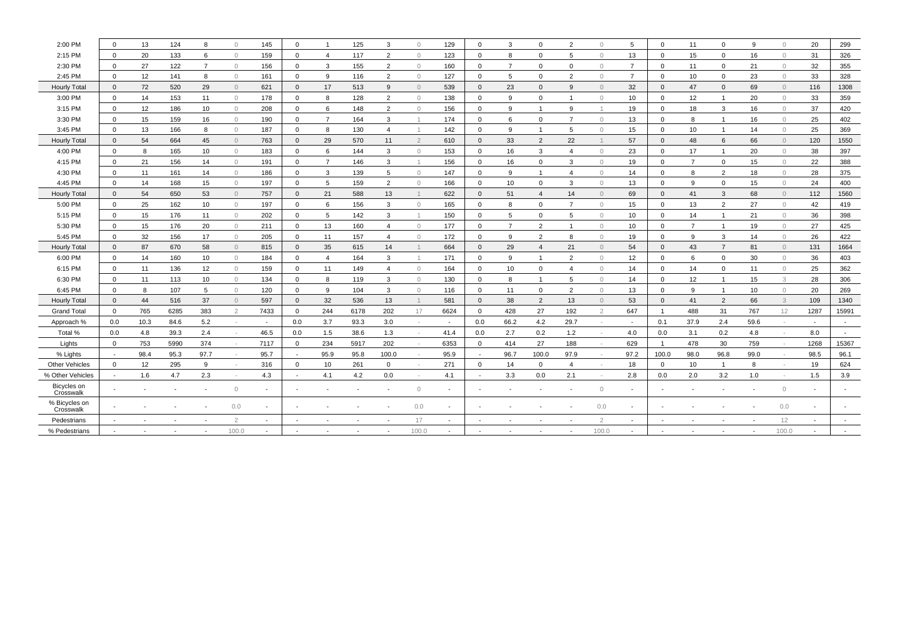| | | | | | | | | | | | | | | | | | | | | | | | | | |
|---|---|---|---|---|---|---|---|---|---|---|---|---|---|---|---|---|---|---|---|---|---|---|---|---|---|
| 2:00 PM | 0 | 13 | 124 | 8 | 0 | 145 | 0 | 1 | 125 | 3 | 0 | 129 | 0 | 3 | 0 | 2 | 0 | 5 | 0 | 11 | 0 | 9 | 0 | 20 | 299 |
| 2:15 PM | 0 | 20 | 133 | 6 | 0 | 159 | 0 | 4 | 117 | 2 | 0 | 123 | 0 | 8 | 0 | 5 | 0 | 13 | 0 | 15 | 0 | 16 | 0 | 31 | 326 |
| 2:30 PM | 0 | 27 | 122 | 7 | 0 | 156 | 0 | 3 | 155 | 2 | 0 | 160 | 0 | 7 | 0 | 0 | 0 | 7 | 0 | 11 | 0 | 21 | 0 | 32 | 355 |
| 2:45 PM | 0 | 12 | 141 | 8 | 0 | 161 | 0 | 9 | 116 | 2 | 0 | 127 | 0 | 5 | 0 | 2 | 0 | 7 | 0 | 10 | 0 | 23 | 0 | 33 | 328 |
| Hourly Total | 0 | 72 | 520 | 29 | 0 | 621 | 0 | 17 | 513 | 9 | 0 | 539 | 0 | 23 | 0 | 9 | 0 | 32 | 0 | 47 | 0 | 69 | 0 | 116 | 1308 |
| 3:00 PM | 0 | 14 | 153 | 11 | 0 | 178 | 0 | 8 | 128 | 2 | 0 | 138 | 0 | 9 | 0 | 1 | 0 | 10 | 0 | 12 | 1 | 20 | 0 | 33 | 359 |
| 3:15 PM | 0 | 12 | 186 | 10 | 0 | 208 | 0 | 6 | 148 | 2 | 0 | 156 | 0 | 9 | 1 | 9 | 1 | 19 | 0 | 18 | 3 | 16 | 0 | 37 | 420 |
| 3:30 PM | 0 | 15 | 159 | 16 | 0 | 190 | 0 | 7 | 164 | 3 | 1 | 174 | 0 | 6 | 0 | 7 | 0 | 13 | 0 | 8 | 1 | 16 | 0 | 25 | 402 |
| 3:45 PM | 0 | 13 | 166 | 8 | 0 | 187 | 0 | 8 | 130 | 4 | 1 | 142 | 0 | 9 | 1 | 5 | 0 | 15 | 0 | 10 | 1 | 14 | 0 | 25 | 369 |
| Hourly Total | 0 | 54 | 664 | 45 | 0 | 763 | 0 | 29 | 570 | 11 | 2 | 610 | 0 | 33 | 2 | 22 | 1 | 57 | 0 | 48 | 6 | 66 | 0 | 120 | 1550 |
| 4:00 PM | 0 | 8 | 165 | 10 | 0 | 183 | 0 | 6 | 144 | 3 | 0 | 153 | 0 | 16 | 3 | 4 | 0 | 23 | 0 | 17 | 1 | 20 | 0 | 38 | 397 |
| 4:15 PM | 0 | 21 | 156 | 14 | 0 | 191 | 0 | 7 | 146 | 3 | 1 | 156 | 0 | 16 | 0 | 3 | 0 | 19 | 0 | 7 | 0 | 15 | 0 | 22 | 388 |
| 4:30 PM | 0 | 11 | 161 | 14 | 0 | 186 | 0 | 3 | 139 | 5 | 0 | 147 | 0 | 9 | 1 | 4 | 0 | 14 | 0 | 8 | 2 | 18 | 0 | 28 | 375 |
| 4:45 PM | 0 | 14 | 168 | 15 | 0 | 197 | 0 | 5 | 159 | 2 | 0 | 166 | 0 | 10 | 0 | 3 | 0 | 13 | 0 | 9 | 0 | 15 | 0 | 24 | 400 |
| Hourly Total | 0 | 54 | 650 | 53 | 0 | 757 | 0 | 21 | 588 | 13 | 1 | 622 | 0 | 51 | 4 | 14 | 0 | 69 | 0 | 41 | 3 | 68 | 0 | 112 | 1560 |
| 5:00 PM | 0 | 25 | 162 | 10 | 0 | 197 | 0 | 6 | 156 | 3 | 0 | 165 | 0 | 8 | 0 | 7 | 0 | 15 | 0 | 13 | 2 | 27 | 0 | 42 | 419 |
| 5:15 PM | 0 | 15 | 176 | 11 | 0 | 202 | 0 | 5 | 142 | 3 | 1 | 150 | 0 | 5 | 0 | 5 | 0 | 10 | 0 | 14 | 1 | 21 | 0 | 36 | 398 |
| 5:30 PM | 0 | 15 | 176 | 20 | 0 | 211 | 0 | 13 | 160 | 4 | 0 | 177 | 0 | 7 | 2 | 1 | 0 | 10 | 0 | 7 | 1 | 19 | 0 | 27 | 425 |
| 5:45 PM | 0 | 32 | 156 | 17 | 0 | 205 | 0 | 11 | 157 | 4 | 0 | 172 | 0 | 9 | 2 | 8 | 0 | 19 | 0 | 9 | 3 | 14 | 0 | 26 | 422 |
| Hourly Total | 0 | 87 | 670 | 58 | 0 | 815 | 0 | 35 | 615 | 14 | 1 | 664 | 0 | 29 | 4 | 21 | 0 | 54 | 0 | 43 | 7 | 81 | 0 | 131 | 1664 |
| 6:00 PM | 0 | 14 | 160 | 10 | 0 | 184 | 0 | 4 | 164 | 3 | 1 | 171 | 0 | 9 | 1 | 2 | 0 | 12 | 0 | 6 | 0 | 30 | 0 | 36 | 403 |
| 6:15 PM | 0 | 11 | 136 | 12 | 0 | 159 | 0 | 11 | 149 | 4 | 0 | 164 | 0 | 10 | 0 | 4 | 0 | 14 | 0 | 14 | 0 | 11 | 0 | 25 | 362 |
| 6:30 PM | 0 | 11 | 113 | 10 | 0 | 134 | 0 | 8 | 119 | 3 | 0 | 130 | 0 | 8 | 1 | 5 | 0 | 14 | 0 | 12 | 1 | 15 | 3 | 28 | 306 |
| 6:45 PM | 0 | 8 | 107 | 5 | 0 | 120 | 0 | 9 | 104 | 3 | 0 | 116 | 0 | 11 | 0 | 2 | 0 | 13 | 0 | 9 | 1 | 10 | 0 | 20 | 269 |
| Hourly Total | 0 | 44 | 516 | 37 | 0 | 597 | 0 | 32 | 536 | 13 | 1 | 581 | 0 | 38 | 2 | 13 | 0 | 53 | 0 | 41 | 2 | 66 | 3 | 109 | 1340 |
| Grand Total | 0 | 765 | 6285 | 383 | 2 | 7433 | 0 | 244 | 6178 | 202 | 17 | 6624 | 0 | 428 | 27 | 192 | 2 | 647 | 1 | 488 | 31 | 767 | 12 | 1287 | 15991 |
| Approach % | 0.0 | 10.3 | 84.6 | 5.2 | - | - | 0.0 | 3.7 | 93.3 | 3.0 | - | - | 0.0 | 66.2 | 4.2 | 29.7 | - | - | 0.1 | 37.9 | 2.4 | 59.6 | - | - | - |
| Total % | 0.0 | 4.8 | 39.3 | 2.4 | - | 46.5 | 0.0 | 1.5 | 38.6 | 1.3 | - | 41.4 | 0.0 | 2.7 | 0.2 | 1.2 | - | 4.0 | 0.0 | 3.1 | 0.2 | 4.8 | - | 8.0 | - |
| Lights | 0 | 753 | 5990 | 374 | - | 7117 | 0 | 234 | 5917 | 202 | - | 6353 | 0 | 414 | 27 | 188 | - | 629 | 1 | 478 | 30 | 759 | - | 1268 | 15367 |
| % Lights | - | 98.4 | 95.3 | 97.7 | - | 95.7 | - | 95.9 | 95.8 | 100.0 | - | 95.9 | - | 96.7 | 100.0 | 97.9 | - | 97.2 | 100.0 | 98.0 | 96.8 | 99.0 | - | 98.5 | 96.1 |
| Other Vehicles | 0 | 12 | 295 | 9 | - | 316 | 0 | 10 | 261 | 0 | - | 271 | 0 | 14 | 0 | 4 | - | 18 | 0 | 10 | 1 | 8 | - | 19 | 624 |
| % Other Vehicles | - | 1.6 | 4.7 | 2.3 | - | 4.3 | - | 4.1 | 4.2 | 0.0 | - | 4.1 | - | 3.3 | 0.0 | 2.1 | - | 2.8 | 0.0 | 2.0 | 3.2 | 1.0 | - | 1.5 | 3.9 |
| Bicycles on Crosswalk | - | - | - | - | 0 | - | - | - | - | - | 0 | - | - | - | - | - | 0 | - | - | - | - | - | 0 | - | - |
| % Bicycles on Crosswalk | - | - | - | - | 0.0 | - | - | - | - | - | 0.0 | - | - | - | - | - | 0.0 | - | - | - | - | - | 0.0 | - | - |
| Pedestrians | - | - | - | - | 2 | - | - | - | - | - | 17 | - | - | - | - | - | 2 | - | - | - | - | - | 12 | - | - |
| % Pedestrians | - | - | - | - | 100.0 | - | - | - | - | - | 100.0 | - | - | - | - | - | 100.0 | - | - | - | - | - | 100.0 | - | - |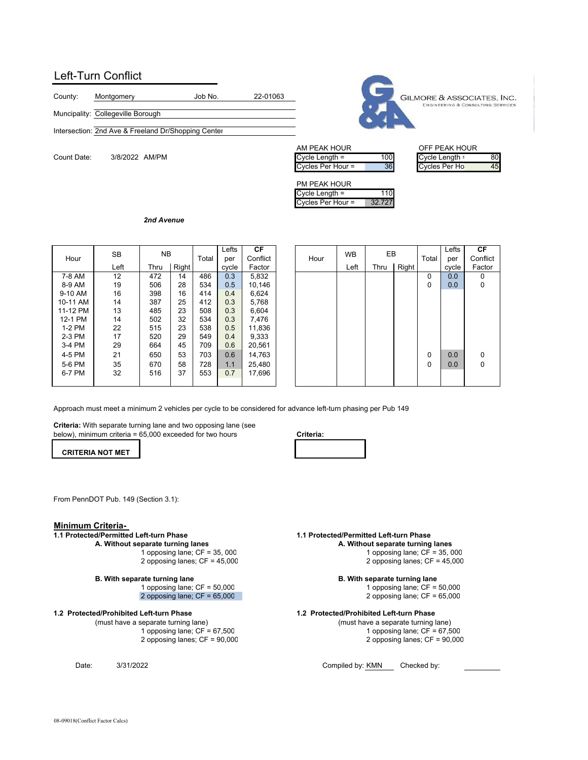## Left-Turn Conflict

County: Montgomery  Job No. 22-01063

Muncipality: Collegeville Borough

Intersection: 2nd Ave & Freeland Dr/Shopping Center

Count Date: 3/8/2022 AM/PM

GILMORE & ASSOCIATES, INC.
ENGINEERING & CONSULTING SERVICES

| AM PEAK HOUR | |
|---|---|
| Cycle Length = | 100 |
| Cycles Per Hour = | 36 |

| OFF PEAK HOUR | |
|---|---|
| Cycle Length = | 80 |
| Cycles Per Ho | 45 |

| PM PEAK HOUR | |
|---|---|
| Cycle Length = | 110 |
| Cycles Per Hour = | 32.727 |

*2nd Avenue*

| Hour | SB Left | NB Thru | NB Right | Total | Lefts per cycle | CF Conflict Factor |
|---|---|---|---|---|---|---|
| 7-8 AM | 12 | 472 | 14 | 486 | 0.3 | 5,832 |
| 8-9 AM | 19 | 506 | 28 | 534 | 0.5 | 10,146 |
| 9-10 AM | 16 | 398 | 16 | 414 | 0.4 | 6,624 |
| 10-11 AM | 14 | 387 | 25 | 412 | 0.3 | 5,768 |
| 11-12 PM | 13 | 485 | 23 | 508 | 0.3 | 6,604 |
| 12-1 PM | 14 | 502 | 32 | 534 | 0.3 | 7,476 |
| 1-2 PM | 22 | 515 | 23 | 538 | 0.5 | 11,836 |
| 2-3 PM | 17 | 520 | 29 | 549 | 0.4 | 9,333 |
| 3-4 PM | 29 | 664 | 45 | 709 | 0.6 | 20,561 |
| 4-5 PM | 21 | 650 | 53 | 703 | 0.6 | 14,763 |
| 5-6 PM | 35 | 670 | 58 | 728 | 1.1 | 25,480 |
| 6-7 PM | 32 | 516 | 37 | 553 | 0.7 | 17,696 |

| Hour | WB Left | EB Thru | EB Right | Total | Lefts per cycle | CF Conflict Factor |
|---|---|---|---|---|---|---|
| | | | | 0 | 0.0 | 0 |
| | | | | 0 | 0.0 | 0 |
| | | | | | | |
| | | | | | | |
| | | | | | | |
| | | | | | | |
| | | | | | | |
| | | | | | | |
| | | | | | | |
| | | | | 0 | 0.0 | 0 |
| | | | | 0 | 0.0 | 0 |
| | | | | | | |

Approach must meet a minimum 2 vehicles per cycle to be considered for advance left-turn phasing per Pub 149

**Criteria:** With separate turning lane and two opposing lane (see below), minimum criteria = 65,000 exceeded for two hours

**CRITERIA NOT MET**

**Criteria:**

From PennDOT Pub. 149 (Section 3.1):

**Minimum Criteria-**

**1.1 Protected/Permitted Left-turn Phase**

**A. Without separate turning lanes**
1 opposing lane; CF = 35, 000
2 opposing lanes; CF = 45,000

**B. With separate turning lane**
1 opposing lane; CF = 50,000
2 opposing lane; CF = 65,000

**1.2 Protected/Prohibited Left-turn Phase**
(must have a separate turning lane)
1 opposing lane; CF = 67,500
2 opposing lanes; CF = 90,000

**1.1 Protected/Permitted Left-turn Phase**

**A. Without separate turning lanes**
1 opposing lane; CF = 35, 000
2 opposing lanes; CF = 45,000

**B. With separate turning lane**
1 opposing lane; CF = 50,000
2 opposing lanes; CF = 65,000

**1.2 Protected/Prohibited Left-turn Phase**
(must have a separate turning lane)
1 opposing lane; CF = 67,500
2 opposing lanes; CF = 90,000

Date: 3/31/2022  Compiled by: KMN  Checked by:

08-09018(Conflict Factor Calcs)